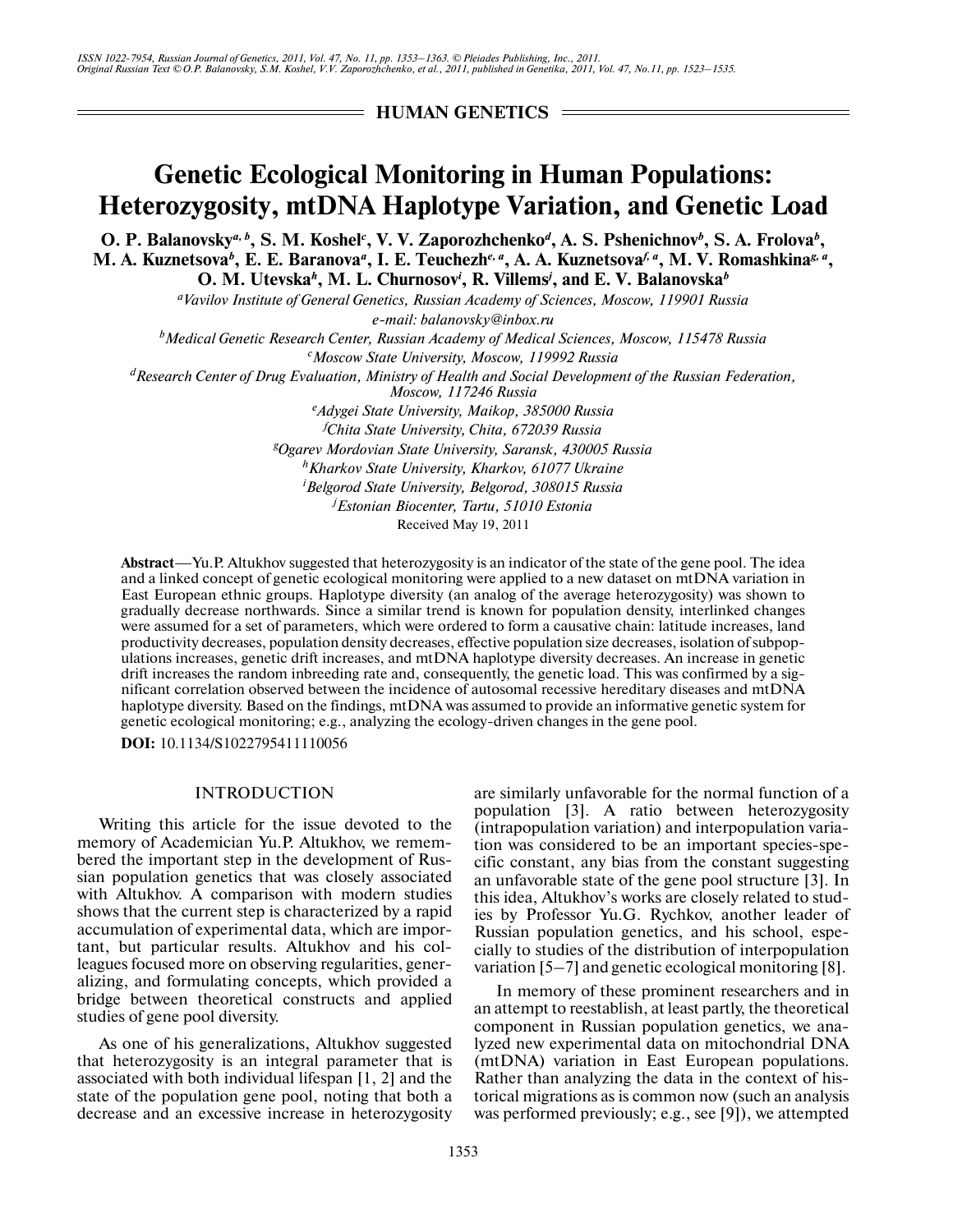ISSN 1022-7954, Russian Journal of Genetics, 2011, Vol. 47, No. 11, pp. 1353–1363. © Pleiades Publishing, Inc., 2011.
Original Russian Text © O.P. Balanovsky, S.M. Koshel, V.V. Zaporozhchenko, et al., 2011, published in Genetika, 2011, Vol. 47, No.11, pp. 1523–1535.

**HUMAN GENETICS**

# Genetic Ecological Monitoring in Human Populations: Heterozygosity, mtDNA Haplotype Variation, and Genetic Load

**O. P. Balanovsky[a, b], S. M. Koshel[c], V. V. Zaporozhchenko[d], A. S. Pshenichnov[b], S. A. Frolova[b], M. A. Kuznetsova[b], E. E. Baranova[a], I. E. Teuchezh[e, a], A. A. Kuznetsova[f, a], M. V. Romashkina[g, a], O. M. Utevska[h], M. L. Churnosov[i], R. Villems[j], and E. V. Balanovska[b]**

[a]*Vavilov Institute of General Genetics, Russian Academy of Sciences, Moscow, 119901 Russia*
*e-mail: balanovsky@inbox.ru*
[b]*Medical Genetic Research Center, Russian Academy of Medical Sciences, Moscow, 115478 Russia*
[c]*Moscow State University, Moscow, 119992 Russia*
[d]*Research Center of Drug Evaluation, Ministry of Health and Social Development of the Russian Federation, Moscow, 117246 Russia*
[e]*Adygei State University, Maikop, 385000 Russia*
[f]*Chita State University, Chita, 672039 Russia*
[g]*Ogarev Mordovian State University, Saransk, 430005 Russia*
[h]*Kharkov State University, Kharkov, 61077 Ukraine*
[i]*Belgorod State University, Belgorod, 308015 Russia*
[j]*Estonian Biocenter, Tartu, 51010 Estonia*

Received May 19, 2011

**Abstract**—Yu.P. Altukhov suggested that heterozygosity is an indicator of the state of the gene pool. The idea and a linked concept of genetic ecological monitoring were applied to a new dataset on mtDNA variation in East European ethnic groups. Haplotype diversity (an analog of the average heterozygosity) was shown to gradually decrease northwards. Since a similar trend is known for population density, interlinked changes were assumed for a set of parameters, which were ordered to form a causative chain: latitude increases, land productivity decreases, population density decreases, effective population size decreases, isolation of subpopulations increases, genetic drift increases, and mtDNA haplotype diversity decreases. An increase in genetic drift increases the random inbreeding rate and, consequently, the genetic load. This was confirmed by a significant correlation observed between the incidence of autosomal recessive hereditary diseases and mtDNA haplotype diversity. Based on the findings, mtDNA was assumed to provide an informative genetic system for genetic ecological monitoring; e.g., analyzing the ecology-driven changes in the gene pool.

**DOI:** 10.1134/S1022795411110056

## INTRODUCTION

Writing this article for the issue devoted to the memory of Academician Yu.P. Altukhov, we remembered the important step in the development of Russian population genetics that was closely associated with Altukhov. A comparison with modern studies shows that the current step is characterized by a rapid accumulation of experimental data, which are important, but particular results. Altukhov and his colleagues focused more on observing regularities, generalizing, and formulating concepts, which provided a bridge between theoretical constructs and applied studies of gene pool diversity.

As one of his generalizations, Altukhov suggested that heterozygosity is an integral parameter that is associated with both individual lifespan [1, 2] and the state of the population gene pool, noting that both a decrease and an excessive increase in heterozygosity are similarly unfavorable for the normal function of a population [3]. A ratio between heterozygosity (intrapopulation variation) and interpopulation variation was considered to be an important species-specific constant, any bias from the constant suggesting an unfavorable state of the gene pool structure [3]. In this idea, Altukhov's works are closely related to studies by Professor Yu.G. Rychkov, another leader of Russian population genetics, and his school, especially to studies of the distribution of interpopulation variation [5–7] and genetic ecological monitoring [8].

In memory of these prominent researchers and in an attempt to reestablish, at least partly, the theoretical component in Russian population genetics, we analyzed new experimental data on mitochondrial DNA (mtDNA) variation in East European populations. Rather than analyzing the data in the context of historical migrations as is common now (such an analysis was performed previously; e.g., see [9]), we attempted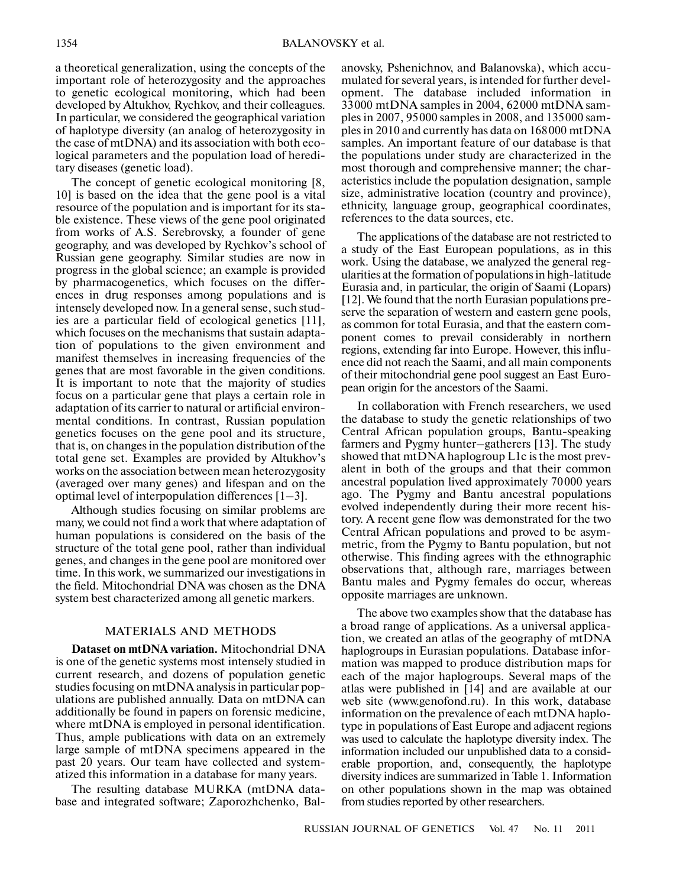a theoretical generalization, using the concepts of the important role of heterozygosity and the approaches to genetic ecological monitoring, which had been developed by Altukhov, Rychkov, and their colleagues. In particular, we considered the geographical variation of haplotype diversity (an analog of heterozygosity in the case of mtDNA) and its association with both ecological parameters and the population load of hereditary diseases (genetic load).

The concept of genetic ecological monitoring [8, 10] is based on the idea that the gene pool is a vital resource of the population and is important for its stable existence. These views of the gene pool originated from works of A.S. Serebrovsky, a founder of gene geography, and was developed by Rychkov's school of Russian gene geography. Similar studies are now in progress in the global science; an example is provided by pharmacogenetics, which focuses on the differences in drug responses among populations and is intensely developed now. In a general sense, such studies are a particular field of ecological genetics [11], which focuses on the mechanisms that sustain adaptation of populations to the given environment and manifest themselves in increasing frequencies of the genes that are most favorable in the given conditions. It is important to note that the majority of studies focus on a particular gene that plays a certain role in adaptation of its carrier to natural or artificial environmental conditions. In contrast, Russian population genetics focuses on the gene pool and its structure, that is, on changes in the population distribution of the total gene set. Examples are provided by Altukhov's works on the association between mean heterozygosity (averaged over many genes) and lifespan and on the optimal level of interpopulation differences [1–3].

Although studies focusing on similar problems are many, we could not find a work that where adaptation of human populations is considered on the basis of the structure of the total gene pool, rather than individual genes, and changes in the gene pool are monitored over time. In this work, we summarized our investigations in the field. Mitochondrial DNA was chosen as the DNA system best characterized among all genetic markers.

## MATERIALS AND METHODS

**Dataset on mtDNA variation.** Mitochondrial DNA is one of the genetic systems most intensely studied in current research, and dozens of population genetic studies focusing on mtDNA analysis in particular populations are published annually. Data on mtDNA can additionally be found in papers on forensic medicine, where mtDNA is employed in personal identification. Thus, ample publications with data on an extremely large sample of mtDNA specimens appeared in the past 20 years. Our team have collected and systematized this information in a database for many years.

The resulting database MURKA (mtDNA database and integrated software; Zaporozhchenko, Balanovsky, Pshenichnov, and Balanovska), which accumulated for several years, is intended for further development. The database included information in 33000 mtDNA samples in 2004, 62000 mtDNA samples in 2007, 95000 samples in 2008, and 135000 samples in 2010 and currently has data on 168000 mtDNA samples. An important feature of our database is that the populations under study are characterized in the most thorough and comprehensive manner; the characteristics include the population designation, sample size, administrative location (country and province), ethnicity, language group, geographical coordinates, references to the data sources, etc.

The applications of the database are not restricted to a study of the East European populations, as in this work. Using the database, we analyzed the general regularities at the formation of populations in high-latitude Eurasia and, in particular, the origin of Saami (Lopars) [12]. We found that the north Eurasian populations preserve the separation of western and eastern gene pools, as common for total Eurasia, and that the eastern component comes to prevail considerably in northern regions, extending far into Europe. However, this influence did not reach the Saami, and all main components of their mitochondrial gene pool suggest an East European origin for the ancestors of the Saami.

In collaboration with French researchers, we used the database to study the genetic relationships of two Central African population groups, Bantu-speaking farmers and Pygmy hunter–gatherers [13]. The study showed that mtDNA haplogroup L1c is the most prevalent in both of the groups and that their common ancestral population lived approximately 70000 years ago. The Pygmy and Bantu ancestral populations evolved independently during their more recent history. A recent gene flow was demonstrated for the two Central African populations and proved to be asymmetric, from the Pygmy to Bantu population, but not otherwise. This finding agrees with the ethnographic observations that, although rare, marriages between Bantu males and Pygmy females do occur, whereas opposite marriages are unknown.

The above two examples show that the database has a broad range of applications. As a universal application, we created an atlas of the geography of mtDNA haplogroups in Eurasian populations. Database information was mapped to produce distribution maps for each of the major haplogroups. Several maps of the atlas were published in [14] and are available at our web site (www.genofond.ru). In this work, database information on the prevalence of each mtDNA haplotype in populations of East Europe and adjacent regions was used to calculate the haplotype diversity index. The information included our unpublished data to a considerable proportion, and, consequently, the haplotype diversity indices are summarized in Table 1. Information on other populations shown in the map was obtained from studies reported by other researchers.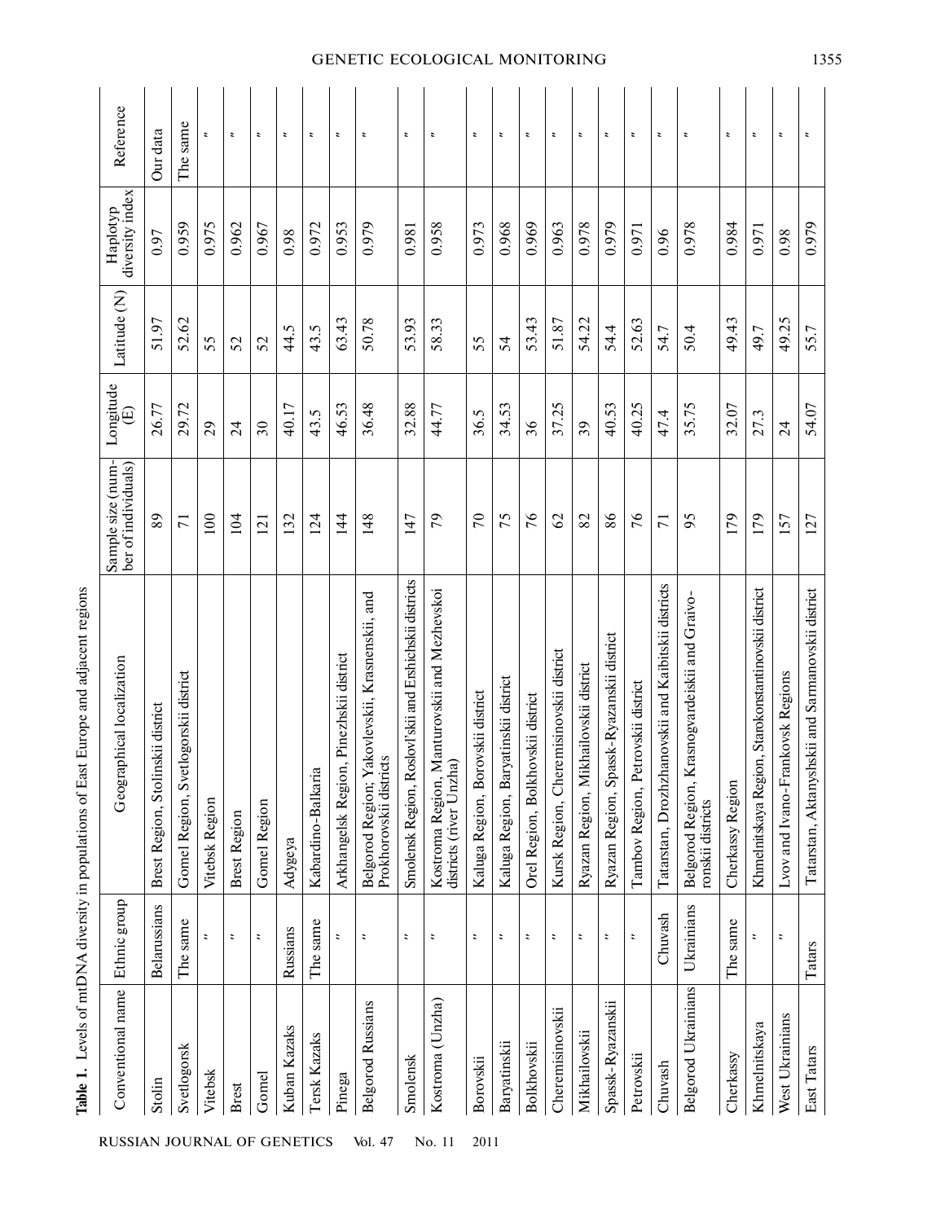**Table 1.** Levels of mtDNA diversity in populations of East Europe and adjacent regions

| Conventional name | Ethnic group | Geographical localization | Sample size (number of individuals) | Longitude (E) | Latitude (N) | Haplotyp diversity index | Reference |
|---|---|---|---|---|---|---|---|
| Stolin | Belarussians | Brest Region, Stolinskii district | 89 | 26.77 | 51.97 | 0.97 | Our data |
| Svetlogorsk | The same | Gomel Region, Svetlogorskii district | 71 | 29.72 | 52.62 | 0.959 | The same |
| Vitebsk | " | Vitebsk Region | 100 | 29 | 55 | 0.975 | " |
| Brest | " | Brest Region | 104 | 24 | 52 | 0.962 | " |
| Gomel | " | Gomel Region | 121 | 30 | 52 | 0.967 | " |
| Kuban Kazaks | Russians | Adygeya | 132 | 40.17 | 44.5 | 0.98 | " |
| Tersk Kazaks | The same | Kabardino-Balkaria | 124 | 43.5 | 43.5 | 0.972 | " |
| Pinega | " | Arkhangelsk Region, Pinezhskii district | 144 | 46.53 | 63.43 | 0.953 | " |
| Belgorod Russians | " | Belgorod Region; Yakovlevskii, Krasnenskii, and Prokhorovskii districts | 148 | 36.48 | 50.78 | 0.979 | " |
| Smolensk | " | Smolensk Region, Roslovl'skii and Ershichskii districts | 147 | 32.88 | 53.93 | 0.981 | " |
| Kostroma (Unzha) | " | Kostroma Region, Manturovskii and Mezhevskoi districts (river Unzha) | 79 | 44.77 | 58.33 | 0.958 | " |
| Borovskii | " | Kaluga Region, Borovskii district | 70 | 36.5 | 55 | 0.973 | " |
| Baryatinskii | " | Kaluga Region, Baryatinskii district | 75 | 34.53 | 54 | 0.968 | " |
| Bolkhovskii | " | Orel Region, Bolkhovskii district | 76 | 36 | 53.43 | 0.969 | " |
| Cheremisinovskii | " | Kursk Region, Cheremisinovskii district | 62 | 37.25 | 51.87 | 0.963 | " |
| Mikhailovskii | " | Ryazan Region, Mikhailovskii district | 82 | 39 | 54.22 | 0.978 | " |
| Spassk-Ryazanskii | " | Ryazan Region, Spassk-Ryazanskii district | 86 | 40.53 | 54.4 | 0.979 | " |
| Petrovskii | " | Tambov Region, Petrovskii district | 76 | 40.25 | 52.63 | 0.971 | " |
| Chuvash | Chuvash | Tatarstan, Drozhzhanovskii and Kaibitskii districts | 71 | 47.4 | 54.7 | 0.96 | " |
| Belgorod Ukrainians | Ukrainians | Belgorod Region, Krasnogvardeiskii and Graivoronskii districts | 95 | 35.75 | 50.4 | 0.978 | " |
| Cherkassy | The same | Cherkassy Region | 179 | 32.07 | 49.43 | 0.984 | " |
| Khmelnitskaya | " | Khmelnitskaya Region, Starokonstantinovskii district | 179 | 27.3 | 49.7 | 0.971 | " |
| West Ukrainians | " | Lvov and Ivano-Frankovsk Regions | 157 | 24 | 49.25 | 0.98 | " |
| East Tatars | Tatars | Tatarstan, Aktanyshskii and Sarmanovskii district | 127 | 54.07 | 55.7 | 0.979 | " |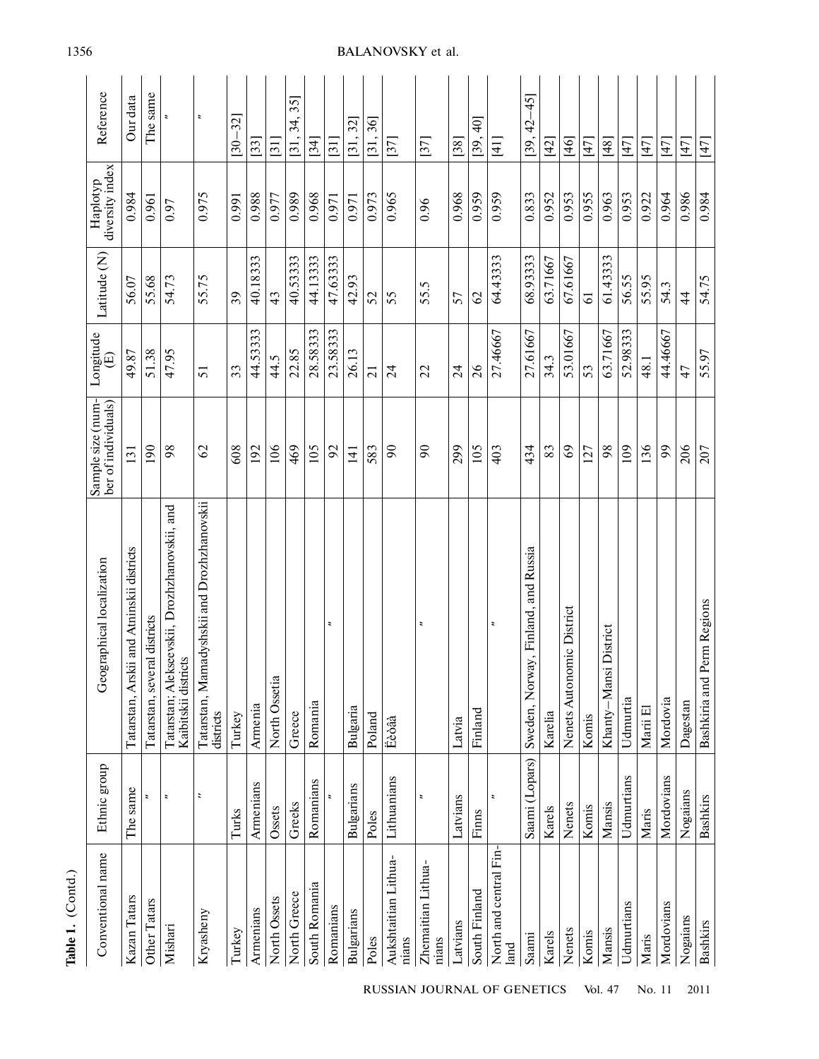**Table 1.** (Contd.)

| Conventional name | Ethnic group | Geographical localization | Sample size (number of individuals) | Longitude (E) | Latitude (N) | Haplotyp diversity index | Reference |
|---|---|---|---|---|---|---|---|
| Kazan Tatars | The same | Tatarstan, Arskii and Atninskii districts | 131 | 49.87 | 56.07 | 0.984 | Our data |
| Other Tatars | " | Tatarstan, several districts | 190 | 51.38 | 55.68 | 0.961 | The same |
| Mishari | " | Tatarstan; Alekseevskii, Drozhzhanovskii, and Kaibitskii districts | 98 | 47.95 | 54.73 | 0.97 | " |
| Kryasheny | " | Tatarstan, Mamadyshskii and Drozhzhanovskii districts | 62 | 51 | 55.75 | 0.975 | " |
| Turkey | Turks | Turkey | 608 | 33 | 39 | 0.991 | [30–32] |
| Armenians | Armenians | Armenia | 192 | 44.53333 | 40.18333 | 0.988 | [33] |
| North Ossets | Ossets | North Ossetia | 106 | 44.5 | 43 | 0.977 | [31] |
| North Greece | Greeks | Greece | 469 | 22.85 | 40.53333 | 0.989 | [31, 34, 35] |
| South Romania | Romanians | Romania | 105 | 28.58333 | 44.13333 | 0.968 | [34] |
| Romanians | " | " | 92 | 23.58333 | 47.63333 | 0.971 | [31] |
| Bulgarians | Bulgarians | Bulgaria | 141 | 26.13 | 42.93 | 0.971 | [31, 32] |
| Poles | Poles | Poland | 583 | 21 | 52 | 0.973 | [31, 36] |
| Aukshtaitian Lithuanians | Lithuanians | Ëèòâà | 90 | 24 | 55 | 0.965 | [37] |
| Zhemaitian Lithuanians | " | " | 90 | 22 | 55.5 | 0.96 | [37] |
| Latvians | Latvians | Latvia | 299 | 24 | 57 | 0.968 | [38] |
| South Finland | Finns | Finland | 105 | 26 | 62 | 0.959 | [39, 40] |
| North and central Finland | " | " | 403 | 27.46667 | 64.43333 | 0.959 | [41] |
| Saami | Saami (Lopars) | Sweden, Norway, Finland, and Russia | 434 | 27.61667 | 68.93333 | 0.833 | [39, 42–45] |
| Karels | Karels | Karelia | 83 | 34.3 | 63.71667 | 0.952 | [42] |
| Nenets | Nenets | Nenets Autonomic District | 69 | 53.01667 | 67.61667 | 0.953 | [46] |
| Komis | Komis | Komis | 127 | 53 | 61 | 0.955 | [47] |
| Mansis | Mansis | Khanty–Mansi District | 98 | 63.71667 | 61.43333 | 0.963 | [48] |
| Udmurtians | Udmurtians | Udmurtia | 109 | 52.98333 | 56.55 | 0.953 | [47] |
| Maris | Maris | Marii El | 136 | 48.1 | 55.95 | 0.922 | [47] |
| Mordovians | Mordovians | Mordovia | 99 | 44.46667 | 54.3 | 0.964 | [47] |
| Nogaians | Nogaians | Dagestan | 206 | 47 | 44 | 0.986 | [47] |
| Bashkirs | Bashkirs | Bashkiria and Perm Regions | 207 | 55.97 | 54.75 | 0.984 | [47] |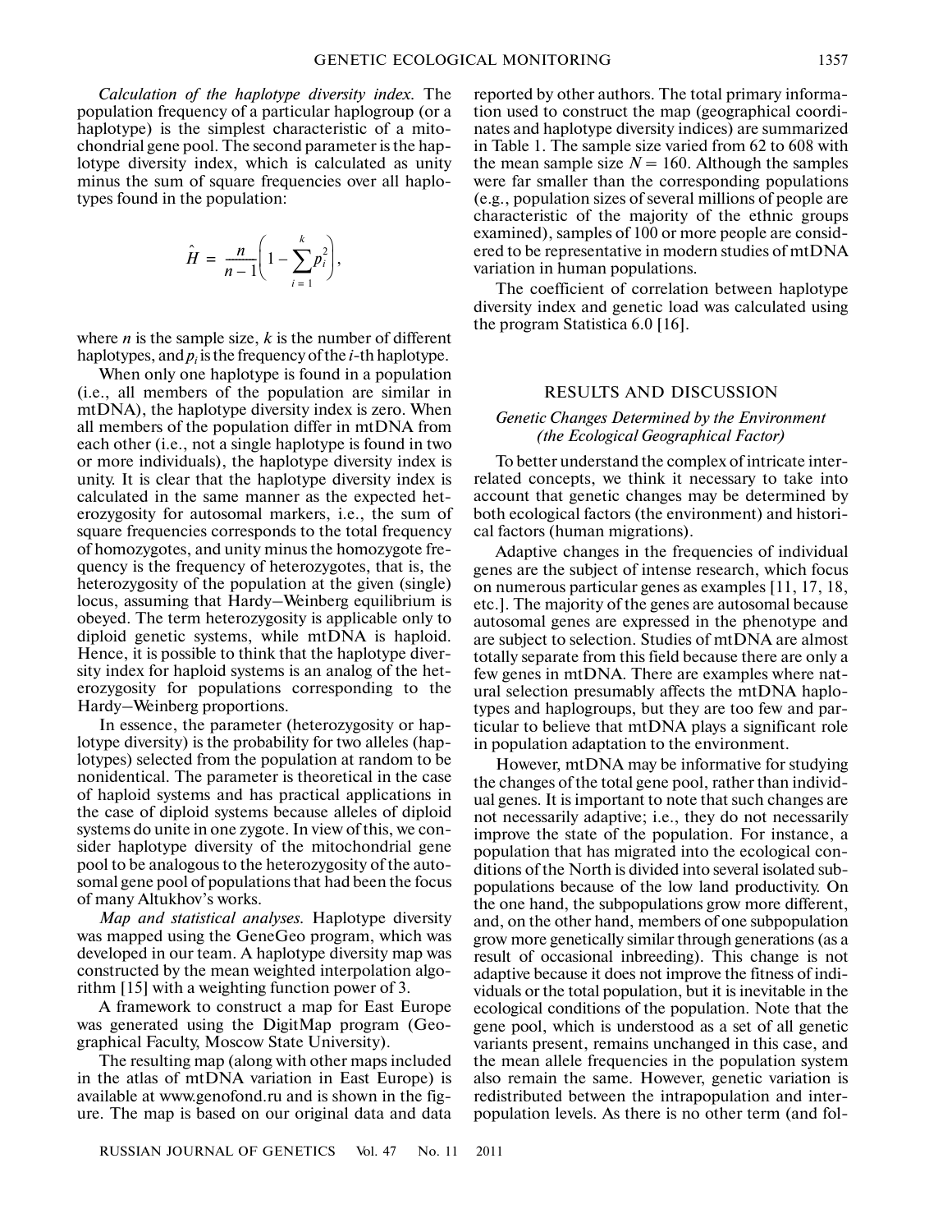*Calculation of the haplotype diversity index.* The population frequency of a particular haplogroup (or a haplotype) is the simplest characteristic of a mitochondrial gene pool. The second parameter is the haplotype diversity index, which is calculated as unity minus the sum of square frequencies over all haplotypes found in the population:

$$\hat{H} = \frac{n}{n-1}\left(1 - \sum_{i=1}^{k} p_i^2\right),$$

where $n$ is the sample size, $k$ is the number of different haplotypes, and $p_i$ is the frequency of the $i$-th haplotype.

When only one haplotype is found in a population (i.e., all members of the population are similar in mtDNA), the haplotype diversity index is zero. When all members of the population differ in mtDNA from each other (i.e., not a single haplotype is found in two or more individuals), the haplotype diversity index is unity. It is clear that the haplotype diversity index is calculated in the same manner as the expected heterozygosity for autosomal markers, i.e., the sum of square frequencies corresponds to the total frequency of homozygotes, and unity minus the homozygote frequency is the frequency of heterozygotes, that is, the heterozygosity of the population at the given (single) locus, assuming that Hardy–Weinberg equilibrium is obeyed. The term heterozygosity is applicable only to diploid genetic systems, while mtDNA is haploid. Hence, it is possible to think that the haplotype diversity index for haploid systems is an analog of the heterozygosity for populations corresponding to the Hardy–Weinberg proportions.

In essence, the parameter (heterozygosity or haplotype diversity) is the probability for two alleles (haplotypes) selected from the population at random to be nonidentical. The parameter is theoretical in the case of haploid systems and has practical applications in the case of diploid systems because alleles of diploid systems do unite in one zygote. In view of this, we consider haplotype diversity of the mitochondrial gene pool to be analogous to the heterozygosity of the autosomal gene pool of populations that had been the focus of many Altukhov's works.

*Map and statistical analyses.* Haplotype diversity was mapped using the GeneGeo program, which was developed in our team. A haplotype diversity map was constructed by the mean weighted interpolation algorithm [15] with a weighting function power of 3.

A framework to construct a map for East Europe was generated using the DigitMap program (Geographical Faculty, Moscow State University).

The resulting map (along with other maps included in the atlas of mtDNA variation in East Europe) is available at www.genofond.ru and is shown in the figure. The map is based on our original data and data reported by other authors. The total primary information used to construct the map (geographical coordinates and haplotype diversity indices) are summarized in Table 1. The sample size varied from 62 to 608 with the mean sample size $N = 160$. Although the samples were far smaller than the corresponding populations (e.g., population sizes of several millions of people are characteristic of the majority of the ethnic groups examined), samples of 100 or more people are considered to be representative in modern studies of mtDNA variation in human populations.

The coefficient of correlation between haplotype diversity index and genetic load was calculated using the program Statistica 6.0 [16].

## RESULTS AND DISCUSSION

### *Genetic Changes Determined by the Environment (the Ecological Geographical Factor)*

To better understand the complex of intricate interrelated concepts, we think it necessary to take into account that genetic changes may be determined by both ecological factors (the environment) and historical factors (human migrations).

Adaptive changes in the frequencies of individual genes are the subject of intense research, which focus on numerous particular genes as examples [11, 17, 18, etc.]. The majority of the genes are autosomal because autosomal genes are expressed in the phenotype and are subject to selection. Studies of mtDNA are almost totally separate from this field because there are only a few genes in mtDNA. There are examples where natural selection presumably affects the mtDNA haplotypes and haplogroups, but they are too few and particular to believe that mtDNA plays a significant role in population adaptation to the environment.

However, mtDNA may be informative for studying the changes of the total gene pool, rather than individual genes. It is important to note that such changes are not necessarily adaptive; i.e., they do not necessarily improve the state of the population. For instance, a population that has migrated into the ecological conditions of the North is divided into several isolated subpopulations because of the low land productivity. On the one hand, the subpopulations grow more different, and, on the other hand, members of one subpopulation grow more genetically similar through generations (as a result of occasional inbreeding). This change is not adaptive because it does not improve the fitness of individuals or the total population, but it is inevitable in the ecological conditions of the population. Note that the gene pool, which is understood as a set of all genetic variants present, remains unchanged in this case, and the mean allele frequencies in the population system also remain the same. However, genetic variation is redistributed between the intrapopulation and interpopulation levels. As there is no other term (and fol-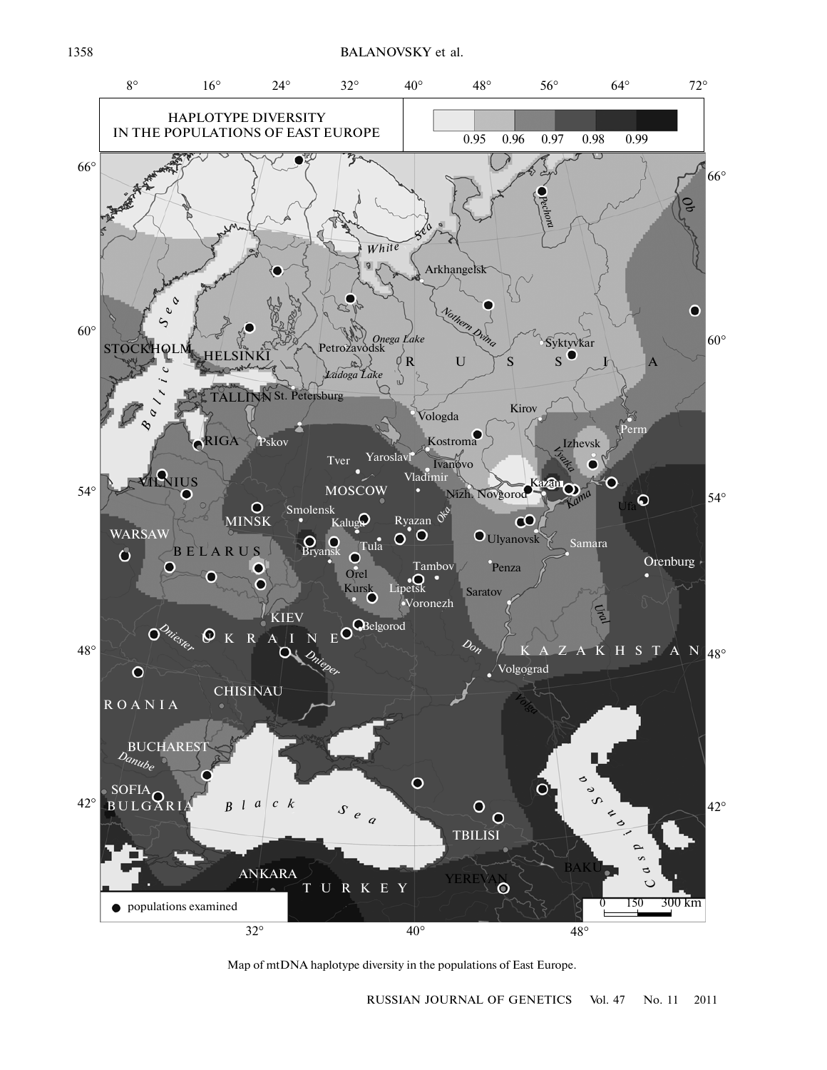Map of mtDNA haplotype diversity in the populations of East Europe.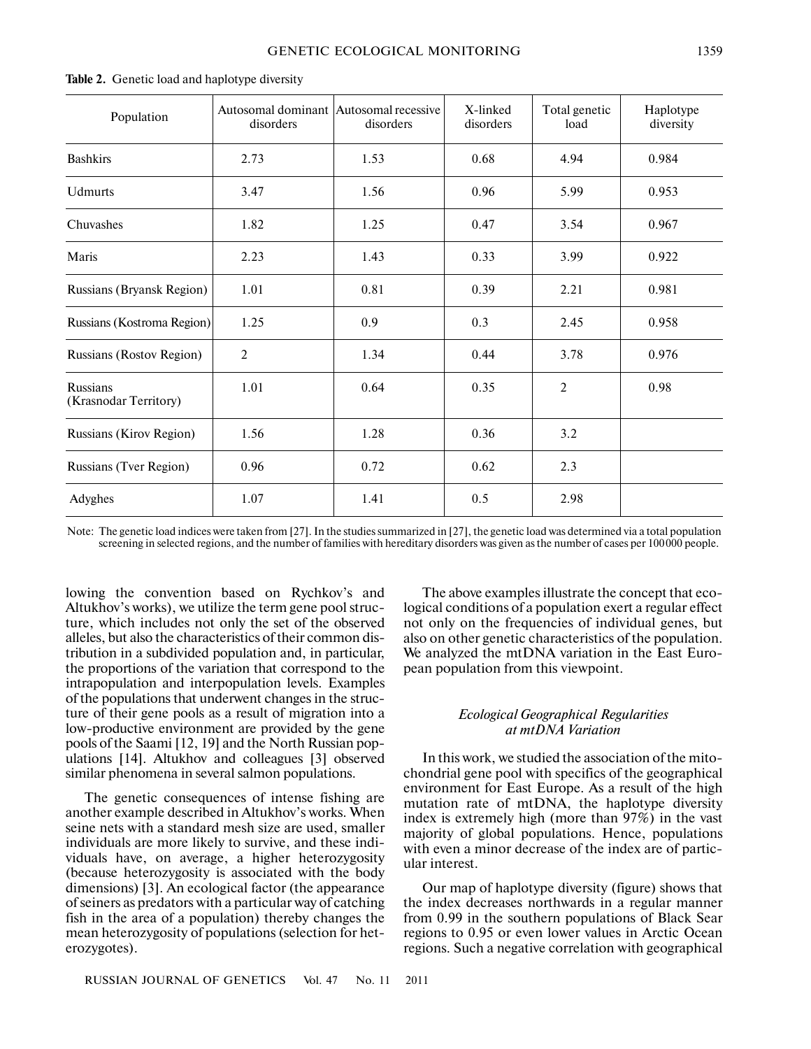**Table 2.** Genetic load and haplotype diversity

| Population | Autosomal dominant disorders | Autosomal recessive disorders | X-linked disorders | Total genetic load | Haplotype diversity |
|---|---|---|---|---|---|
| Bashkirs | 2.73 | 1.53 | 0.68 | 4.94 | 0.984 |
| Udmurts | 3.47 | 1.56 | 0.96 | 5.99 | 0.953 |
| Chuvashes | 1.82 | 1.25 | 0.47 | 3.54 | 0.967 |
| Maris | 2.23 | 1.43 | 0.33 | 3.99 | 0.922 |
| Russians (Bryansk Region) | 1.01 | 0.81 | 0.39 | 2.21 | 0.981 |
| Russians (Kostroma Region) | 1.25 | 0.9 | 0.3 | 2.45 | 0.958 |
| Russians (Rostov Region) | 2 | 1.34 | 0.44 | 3.78 | 0.976 |
| Russians (Krasnodar Territory) | 1.01 | 0.64 | 0.35 | 2 | 0.98 |
| Russians (Kirov Region) | 1.56 | 1.28 | 0.36 | 3.2 | |
| Russians (Tver Region) | 0.96 | 0.72 | 0.62 | 2.3 | |
| Adyghes | 1.07 | 1.41 | 0.5 | 2.98 | |

Note: The genetic load indices were taken from [27]. In the studies summarized in [27], the genetic load was determined via a total population screening in selected regions, and the number of families with hereditary disorders was given as the number of cases per 100000 people.

lowing the convention based on Rychkov's and Altukhov's works), we utilize the term gene pool structure, which includes not only the set of the observed alleles, but also the characteristics of their common distribution in a subdivided population and, in particular, the proportions of the variation that correspond to the intrapopulation and interpopulation levels. Examples of the populations that underwent changes in the structure of their gene pools as a result of migration into a low-productive environment are provided by the gene pools of the Saami [12, 19] and the North Russian populations [14]. Altukhov and colleagues [3] observed similar phenomena in several salmon populations.

The genetic consequences of intense fishing are another example described in Altukhov's works. When seine nets with a standard mesh size are used, smaller individuals are more likely to survive, and these individuals have, on average, a higher heterozygosity (because heterozygosity is associated with the body dimensions) [3]. An ecological factor (the appearance of seiners as predators with a particular way of catching fish in the area of a population) thereby changes the mean heterozygosity of populations (selection for heterozygotes).

The above examples illustrate the concept that ecological conditions of a population exert a regular effect not only on the frequencies of individual genes, but also on other genetic characteristics of the population. We analyzed the mtDNA variation in the East European population from this viewpoint.

### *Ecological Geographical Regularities at mtDNA Variation*

In this work, we studied the association of the mitochondrial gene pool with specifics of the geographical environment for East Europe. As a result of the high mutation rate of mtDNA, the haplotype diversity index is extremely high (more than 97%) in the vast majority of global populations. Hence, populations with even a minor decrease of the index are of particular interest.

Our map of haplotype diversity (figure) shows that the index decreases northwards in a regular manner from 0.99 in the southern populations of Black Sear regions to 0.95 or even lower values in Arctic Ocean regions. Such a negative correlation with geographical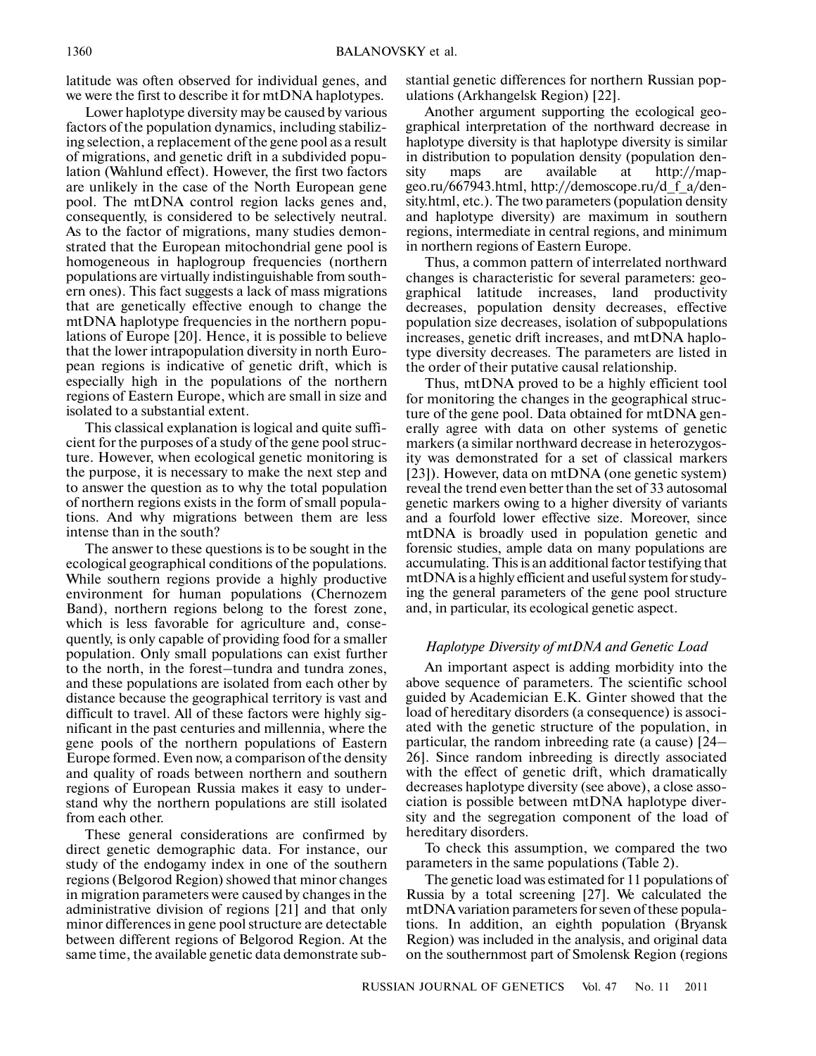latitude was often observed for individual genes, and we were the first to describe it for mtDNA haplotypes.

Lower haplotype diversity may be caused by various factors of the population dynamics, including stabilizing selection, a replacement of the gene pool as a result of migrations, and genetic drift in a subdivided population (Wahlund effect). However, the first two factors are unlikely in the case of the North European gene pool. The mtDNA control region lacks genes and, consequently, is considered to be selectively neutral. As to the factor of migrations, many studies demonstrated that the European mitochondrial gene pool is homogeneous in haplogroup frequencies (northern populations are virtually indistinguishable from southern ones). This fact suggests a lack of mass migrations that are genetically effective enough to change the mtDNA haplotype frequencies in the northern populations of Europe [20]. Hence, it is possible to believe that the lower intrapopulation diversity in north European regions is indicative of genetic drift, which is especially high in the populations of the northern regions of Eastern Europe, which are small in size and isolated to a substantial extent.

This classical explanation is logical and quite sufficient for the purposes of a study of the gene pool structure. However, when ecological genetic monitoring is the purpose, it is necessary to make the next step and to answer the question as to why the total population of northern regions exists in the form of small populations. And why migrations between them are less intense than in the south?

The answer to these questions is to be sought in the ecological geographical conditions of the populations. While southern regions provide a highly productive environment for human populations (Chernozem Band), northern regions belong to the forest zone, which is less favorable for agriculture and, consequently, is only capable of providing food for a smaller population. Only small populations can exist further to the north, in the forest–tundra and tundra zones, and these populations are isolated from each other by distance because the geographical territory is vast and difficult to travel. All of these factors were highly significant in the past centuries and millennia, where the gene pools of the northern populations of Eastern Europe formed. Even now, a comparison of the density and quality of roads between northern and southern regions of European Russia makes it easy to understand why the northern populations are still isolated from each other.

These general considerations are confirmed by direct genetic demographic data. For instance, our study of the endogamy index in one of the southern regions (Belgorod Region) showed that minor changes in migration parameters were caused by changes in the administrative division of regions [21] and that only minor differences in gene pool structure are detectable between different regions of Belgorod Region. At the same time, the available genetic data demonstrate substantial genetic differences for northern Russian populations (Arkhangelsk Region) [22].

Another argument supporting the ecological geographical interpretation of the northward decrease in haplotype diversity is that haplotype diversity is similar in distribution to population density (population density maps are available at http://mapgeo.ru/667943.html, http://demoscope.ru/d_f_a/density.html, etc.). The two parameters (population density and haplotype diversity) are maximum in southern regions, intermediate in central regions, and minimum in northern regions of Eastern Europe.

Thus, a common pattern of interrelated northward changes is characteristic for several parameters: geographical latitude increases, land productivity decreases, population density decreases, effective population size decreases, isolation of subpopulations increases, genetic drift increases, and mtDNA haplotype diversity decreases. The parameters are listed in the order of their putative causal relationship.

Thus, mtDNA proved to be a highly efficient tool for monitoring the changes in the geographical structure of the gene pool. Data obtained for mtDNA generally agree with data on other systems of genetic markers (a similar northward decrease in heterozygosity was demonstrated for a set of classical markers [23]). However, data on mtDNA (one genetic system) reveal the trend even better than the set of 33 autosomal genetic markers owing to a higher diversity of variants and a fourfold lower effective size. Moreover, since mtDNA is broadly used in population genetic and forensic studies, ample data on many populations are accumulating. This is an additional factor testifying that mtDNA is a highly efficient and useful system for studying the general parameters of the gene pool structure and, in particular, its ecological genetic aspect.

### *Haplotype Diversity of mtDNA and Genetic Load*

An important aspect is adding morbidity into the above sequence of parameters. The scientific school guided by Academician E.K. Ginter showed that the load of hereditary disorders (a consequence) is associated with the genetic structure of the population, in particular, the random inbreeding rate (a cause) [24–26]. Since random inbreeding is directly associated with the effect of genetic drift, which dramatically decreases haplotype diversity (see above), a close association is possible between mtDNA haplotype diversity and the segregation component of the load of hereditary disorders.

To check this assumption, we compared the two parameters in the same populations (Table 2).

The genetic load was estimated for 11 populations of Russia by a total screening [27]. We calculated the mtDNA variation parameters for seven of these populations. In addition, an eighth population (Bryansk Region) was included in the analysis, and original data on the southernmost part of Smolensk Region (regions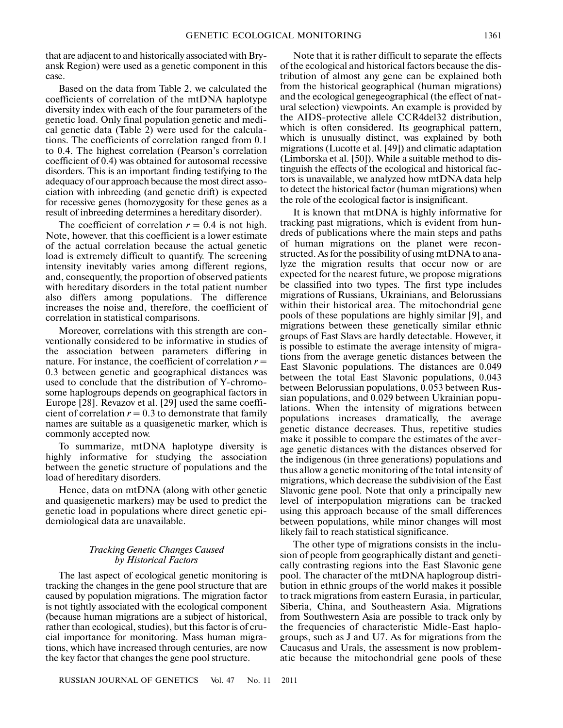that are adjacent to and historically associated with Bryansk Region) were used as a genetic component in this case.

Based on the data from Table 2, we calculated the coefficients of correlation of the mtDNA haplotype diversity index with each of the four parameters of the genetic load. Only final population genetic and medical genetic data (Table 2) were used for the calculations. The coefficients of correlation ranged from 0.1 to 0.4. The highest correlation (Pearson's correlation coefficient of 0.4) was obtained for autosomal recessive disorders. This is an important finding testifying to the adequacy of our approach because the most direct association with inbreeding (and genetic drift) is expected for recessive genes (homozygosity for these genes as a result of inbreeding determines a hereditary disorder).

The coefficient of correlation $r = 0.4$ is not high. Note, however, that this coefficient is a lower estimate of the actual correlation because the actual genetic load is extremely difficult to quantify. The screening intensity inevitably varies among different regions, and, consequently, the proportion of observed patients with hereditary disorders in the total patient number also differs among populations. The difference increases the noise and, therefore, the coefficient of correlation in statistical comparisons.

Moreover, correlations with this strength are conventionally considered to be informative in studies of the association between parameters differing in nature. For instance, the coefficient of correlation $r = 0.3$ between genetic and geographical distances was used to conclude that the distribution of Y-chromosome haplogroups depends on geographical factors in Europe [28]. Revazov et al. [29] used the same coefficient of correlation $r = 0.3$ to demonstrate that family names are suitable as a quasigenetic marker, which is commonly accepted now.

To summarize, mtDNA haplotype diversity is highly informative for studying the association between the genetic structure of populations and the load of hereditary disorders.

Hence, data on mtDNA (along with other genetic and quasigenetic markers) may be used to predict the genetic load in populations where direct genetic epidemiological data are unavailable.

### *Tracking Genetic Changes Caused by Historical Factors*

The last aspect of ecological genetic monitoring is tracking the changes in the gene pool structure that are caused by population migrations. The migration factor is not tightly associated with the ecological component (because human migrations are a subject of historical, rather than ecological, studies), but this factor is of crucial importance for monitoring. Mass human migrations, which have increased through centuries, are now the key factor that changes the gene pool structure.

Note that it is rather difficult to separate the effects of the ecological and historical factors because the distribution of almost any gene can be explained both from the historical geographical (human migrations) and the ecological genegeographical (the effect of natural selection) viewpoints. An example is provided by the AIDS-protective allele CCR4del32 distribution, which is often considered. Its geographical pattern, which is unusually distinct, was explained by both migrations (Lucotte et al. [49]) and climatic adaptation (Limborska et al. [50]). While a suitable method to distinguish the effects of the ecological and historical factors is unavailable, we analyzed how mtDNA data help to detect the historical factor (human migrations) when the role of the ecological factor is insignificant.

It is known that mtDNA is highly informative for tracking past migrations, which is evident from hundreds of publications where the main steps and paths of human migrations on the planet were reconstructed. As for the possibility of using mtDNA to analyze the migration results that occur now or are expected for the nearest future, we propose migrations be classified into two types. The first type includes migrations of Russians, Ukrainians, and Belorussians within their historical area. The mitochondrial gene pools of these populations are highly similar [9], and migrations between these genetically similar ethnic groups of East Slavs are hardly detectable. However, it is possible to estimate the average intensity of migrations from the average genetic distances between the East Slavonic populations. The distances are 0.049 between the total East Slavonic populations, 0.043 between Belorussian populations, 0.053 between Russian populations, and 0.029 between Ukrainian populations. When the intensity of migrations between populations increases dramatically, the average genetic distance decreases. Thus, repetitive studies make it possible to compare the estimates of the average genetic distances with the distances observed for the indigenous (in three generations) populations and thus allow a genetic monitoring of the total intensity of migrations, which decrease the subdivision of the East Slavonic gene pool. Note that only a principally new level of interpopulation migrations can be tracked using this approach because of the small differences between populations, while minor changes will most likely fail to reach statistical significance.

The other type of migrations consists in the inclusion of people from geographically distant and genetically contrasting regions into the East Slavonic gene pool. The character of the mtDNA haplogroup distribution in ethnic groups of the world makes it possible to track migrations from eastern Eurasia, in particular, Siberia, China, and Southeastern Asia. Migrations from Southwestern Asia are possible to track only by the frequencies of characteristic Midle-East haplogroups, such as J and U7. As for migrations from the Caucasus and Urals, the assessment is now problematic because the mitochondrial gene pools of these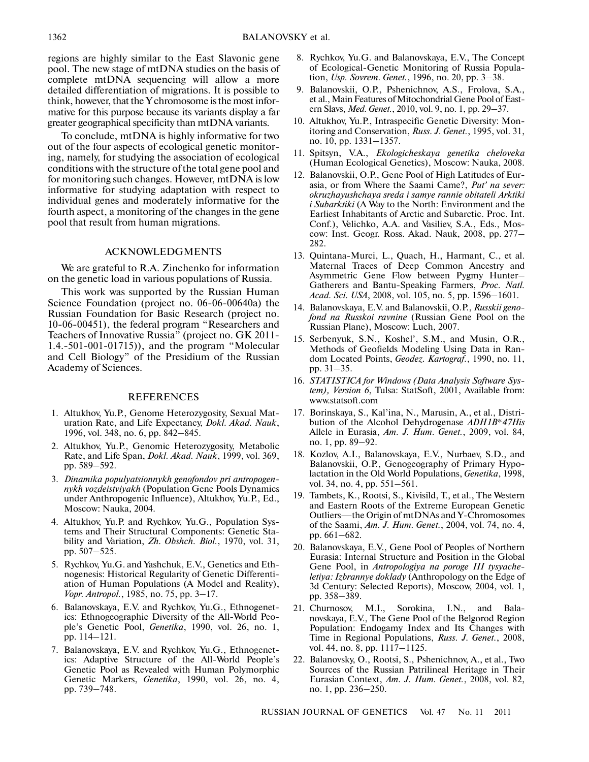regions are highly similar to the East Slavonic gene pool. The new stage of mtDNA studies on the basis of complete mtDNA sequencing will allow a more detailed differentiation of migrations. It is possible to think, however, that the Y chromosome is the most informative for this purpose because its variants display a far greater geographical specificity than mtDNA variants.

To conclude, mtDNA is highly informative for two out of the four aspects of ecological genetic monitoring, namely, for studying the association of ecological conditions with the structure of the total gene pool and for monitoring such changes. However, mtDNA is low informative for studying adaptation with respect to individual genes and moderately informative for the fourth aspect, a monitoring of the changes in the gene pool that result from human migrations.

## ACKNOWLEDGMENTS

We are grateful to R.A. Zinchenko for information on the genetic load in various populations of Russia.

This work was supported by the Russian Human Science Foundation (project no. 06-06-00640a) the Russian Foundation for Basic Research (project no. 10-06-00451), the federal program "Researchers and Teachers of Innovative Russia" (project no. GK 2011-1.4.-501-001-01715)), and the program "Molecular and Cell Biology" of the Presidium of the Russian Academy of Sciences.

## REFERENCES

1. Altukhov, Yu.P., Genome Heterozygosity, Sexual Maturation Rate, and Life Expectancy, *Dokl. Akad. Nauk*, 1996, vol. 348, no. 6, pp. 842–845.
2. Altukhov, Yu.P., Genomic Heterozygosity, Metabolic Rate, and Life Span, *Dokl. Akad. Nauk*, 1999, vol. 369, pp. 589–592.
3. *Dinamika populyatsionnykh genofondov pri antropogennykh vozdeistviyakh* (Population Gene Pools Dynamics under Anthropogenic Influence), Altukhov, Yu.P., Ed., Moscow: Nauka, 2004.
4. Altukhov, Yu.P. and Rychkov, Yu.G., Population Systems and Their Structural Components: Genetic Stability and Variation, *Zh. Obshch. Biol.*, 1970, vol. 31, pp. 507–525.
5. Rychkov, Yu.G. and Yashchuk, E.V., Genetics and Ethnogenesis: Historical Regularity of Genetic Differentiation of Human Populations (A Model and Reality), *Vopr. Antropol.*, 1985, no. 75, pp. 3–17.
6. Balanovskaya, E.V. and Rychkov, Yu.G., Ethnogenetics: Ethnogeographic Diversity of the All-World People's Genetic Pool, *Genetika*, 1990, vol. 26, no. 1, pp. 114–121.
7. Balanovskaya, E.V. and Rychkov, Yu.G., Ethnogenetics: Adaptive Structure of the All-World People's Genetic Pool as Revealed with Human Polymorphic Genetic Markers, *Genetika*, 1990, vol. 26, no. 4, pp. 739–748.
8. Rychkov, Yu.G. and Balanovskaya, E.V., The Concept of Ecological-Genetic Monitoring of Russia Population, *Usp. Sovrem. Genet.*, 1996, no. 20, pp. 3–38.
9. Balanovskii, O.P., Pshenichnov, A.S., Frolova, S.A., et al., Main Features of Mitochondrial Gene Pool of Eastern Slavs, *Med. Genet.*, 2010, vol. 9, no. 1, pp. 29–37.
10. Altukhov, Yu.P., Intraspecific Genetic Diversity: Monitoring and Conservation, *Russ. J. Genet.*, 1995, vol. 31, no. 10, pp. 1331–1357.
11. Spitsyn, V.A., *Ekologicheskaya genetika cheloveka* (Human Ecological Genetics), Moscow: Nauka, 2008.
12. Balanovskii, O.P., Gene Pool of High Latitudes of Eurasia, or from Where the Saami Came?, *Put' na sever: okruzhayushchaya sreda i samye rannie obitateli Arktiki i Subarktiki* (A Way to the North: Environment and the Earliest Inhabitants of Arctic and Subarctic. Proc. Int. Conf.), Velichko, A.A. and Vasiliev, S.A., Eds., Moscow: Inst. Geogr. Ross. Akad. Nauk, 2008, pp. 277–282.
13. Quintana-Murci, L., Quach, H., Harmant, C., et al. Maternal Traces of Deep Common Ancestry and Asymmetric Gene Flow between Pygmy Hunter–Gatherers and Bantu-Speaking Farmers, *Proc. Natl. Acad. Sci. USA*, 2008, vol. 105, no. 5, pp. 1596–1601.
14. Balanovskaya, E.V. and Balanovskii, O.P., *Russkii genofond na Russkoi ravnine* (Russian Gene Pool on the Russian Plane), Moscow: Luch, 2007.
15. Serbenyuk, S.N., Koshel', S.M., and Musin, O.R., Methods of Geofields Modeling Using Data in Random Located Points, *Geodez. Kartograf.*, 1990, no. 11, pp. 31–35.
16. *STATISTICA for Windows (Data Analysis Software System), Version 6*, Tulsa: StatSoft, 2001, Available from: www.statsoft.com
17. Borinskaya, S., Kal'ina, N., Marusin, A., et al., Distribution of the Alcohol Dehydrogenase *ADH1B\*47His* Allele in Eurasia, *Am. J. Hum. Genet.*, 2009, vol. 84, no. 1, pp. 89–92.
18. Kozlov, A.I., Balanovskaya, E.V., Nurbaev, S.D., and Balanovskii, O.P., Genogeography of Primary Hypolactation in the Old World Populations, *Genetika*, 1998, vol. 34, no. 4, pp. 551–561.
19. Tambets, K., Rootsi, S., Kivisild, T., et al., The Western and Eastern Roots of the Extreme European Genetic Outliers—the Origin of mtDNAs and Y-Chromosomes of the Saami, *Am. J. Hum. Genet.*, 2004, vol. 74, no. 4, pp. 661–682.
20. Balanovskaya, E.V., Gene Pool of Peoples of Northern Eurasia: Internal Structure and Position in the Global Gene Pool, in *Antropologiya na poroge III tysyacheletiya: Izbrannye doklady* (Anthropology on the Edge of 3d Century: Selected Reports), Moscow, 2004, vol. 1, pp. 358–389.
21. Churnosov, M.I., Sorokina, I.N., and Balanovskaya, E.V., The Gene Pool of the Belgorod Region Population: Endogamy Index and Its Changes with Time in Regional Populations, *Russ. J. Genet.*, 2008, vol. 44, no. 8, pp. 1117–1125.
22. Balanovsky, O., Rootsi, S., Pshenichnov, A., et al., Two Sources of the Russian Patrilineal Heritage in Their Eurasian Context, *Am. J. Hum. Genet.*, 2008, vol. 82, no. 1, pp. 236–250.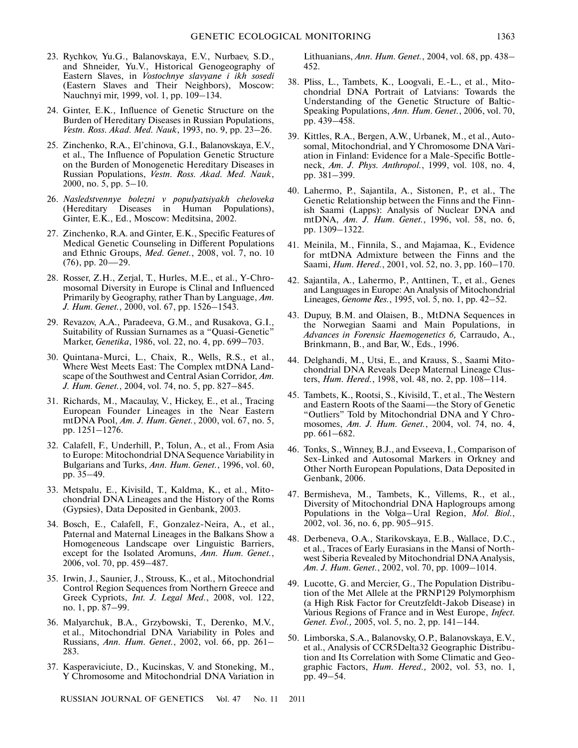23. Rychkov, Yu.G., Balanovskaya, E.V., Nurbaev, S.D., and Shneider, Yu.V., Historical Genogeography of Eastern Slaves, in *Vostochnye slavyane i ikh sosedi* (Eastern Slaves and Their Neighbors), Moscow: Nauchnyi mir, 1999, vol. 1, pp. 109–134.

24. Ginter, E.K., Influence of Genetic Structure on the Burden of Hereditary Diseases in Russian Populations, *Vestn. Ross. Akad. Med. Nauk*, 1993, no. 9, pp. 23–26.

25. Zinchenko, R.A., El'chinova, G.I., Balanovskaya, E.V., et al., The Influence of Population Genetic Structure on the Burden of Monogenetic Hereditary Diseases in Russian Populations, *Vestn. Ross. Akad. Med. Nauk*, 2000, no. 5, pp. 5–10.

26. *Nasledstvennye bolezni v populyatsiyakh cheloveka* (Hereditary Diseases in Human Populations), Ginter, E.K., Ed., Moscow: Meditsina, 2002.

27. Zinchenko, R.A. and Ginter, E.K., Specific Features of Medical Genetic Counseling in Different Populations and Ethnic Groups, *Med. Genet.*, 2008, vol. 7, no. 10 (76), pp. 20—29.

28. Rosser, Z.H., Zerjal, T., Hurles, M.E., et al., Y-Chromosomal Diversity in Europe is Clinal and Influenced Primarily by Geography, rather Than by Language, *Am. J. Hum. Genet.*, 2000, vol. 67, pp. 1526–1543.

29. Revazov, A.A., Paradeeva, G.M., and Rusakova, G.I., Suitability of Russian Surnames as a "Quasi-Genetic" Marker, *Genetika*, 1986, vol. 22, no. 4, pp. 699–703.

30. Quintana-Murci, L., Chaix, R., Wells, R.S., et al., Where West Meets East: The Complex mtDNA Landscape of the Southwest and Central Asian Corridor, *Am. J. Hum. Genet.*, 2004, vol. 74, no. 5, pp. 827–845.

31. Richards, M., Macaulay, V., Hickey, E., et al., Tracing European Founder Lineages in the Near Eastern mtDNA Pool, *Am. J. Hum. Genet.*, 2000, vol. 67, no. 5, pp. 1251–1276.

32. Calafell, F., Underhill, P., Tolun, A., et al., From Asia to Europe: Mitochondrial DNA Sequence Variability in Bulgarians and Turks, *Ann. Hum. Genet.*, 1996, vol. 60, pp. 35–49.

33. Metspalu, E., Kivisild, T., Kaldma, K., et al., Mitochondrial DNA Lineages and the History of the Roms (Gypsies), Data Deposited in Genbank, 2003.

34. Bosch, E., Calafell, F., Gonzalez-Neira, A., et al., Paternal and Maternal Lineages in the Balkans Show a Homogeneous Landscape over Linguistic Barriers, except for the Isolated Aromuns, *Ann. Hum. Genet.*, 2006, vol. 70, pp. 459–487.

35. Irwin, J., Saunier, J., Strouss, K., et al., Mitochondrial Control Region Sequences from Northern Greece and Greek Cypriots, *Int. J. Legal Med.*, 2008, vol. 122, no. 1, pp. 87–99.

36. Malyarchuk, B.A., Grzybowski, T., Derenko, M.V., et al., Mitochondrial DNA Variability in Poles and Russians, *Ann. Hum. Genet.*, 2002, vol. 66, pp. 261–283.

37. Kasperaviciute, D., Kucinskas, V. and Stoneking, M., Y Chromosome and Mitochondrial DNA Variation in Lithuanians, *Ann. Hum. Genet.*, 2004, vol. 68, pp. 438–452.

38. Pliss, L., Tambets, K., Loogvali, E.-L., et al., Mitochondrial DNA Portrait of Latvians: Towards the Understanding of the Genetic Structure of Baltic-Speaking Populations, *Ann. Hum. Genet.*, 2006, vol. 70, pp. 439–458.

39. Kittles, R.A., Bergen, A.W., Urbanek, M., et al., Autosomal, Mitochondrial, and Y Chromosome DNA Variation in Finland: Evidence for a Male-Specific Bottleneck, *Am. J. Phys. Anthropol.*, 1999, vol. 108, no. 4, pp. 381–399.

40. Lahermo, P., Sajantila, A., Sistonen, P., et al., The Genetic Relationship between the Finns and the Finnish Saami (Lapps): Analysis of Nuclear DNA and mtDNA, *Am. J. Hum. Genet.*, 1996, vol. 58, no. 6, pp. 1309–1322.

41. Meinila, M., Finnila, S., and Majamaa, K., Evidence for mtDNA Admixture between the Finns and the Saami, *Hum. Hered.*, 2001, vol. 52, no. 3, pp. 160–170.

42. Sajantila, A., Lahermo, P., Anttinen, T., et al., Genes and Languages in Europe: An Analysis of Mitochondrial Lineages, *Genome Res.*, 1995, vol. 5, no. 1, pp. 42–52.

43. Dupuy, B.M. and Olaisen, B., MtDNA Sequences in the Norwegian Saami and Main Populations, in *Advances in Forensic Haemogenetics 6,* Carraudo, A., Brinkmann, B., and Bar, W., Eds., 1996.

44. Delghandi, M., Utsi, E., and Krauss, S., Saami Mitochondrial DNA Reveals Deep Maternal Lineage Clusters, *Hum. Hered.*, 1998, vol. 48, no. 2, pp. 108–114.

45. Tambets, K., Rootsi, S., Kivisild, T., et al., The Western and Eastern Roots of the Saami—the Story of Genetic "Outliers" Told by Mitochondrial DNA and Y Chromosomes, *Am. J. Hum. Genet.*, 2004, vol. 74, no. 4, pp. 661–682.

46. Tonks, S., Winney, B.J., and Evseeva, I., Comparison of Sex-Linked and Autosomal Markers in Orkney and Other North European Populations, Data Deposited in Genbank, 2006.

47. Bermisheva, M., Tambets, K., Villems, R., et al., Diversity of Mitochondrial DNA Haplogroups among Populations in the Volga–Ural Region, *Mol. Biol.*, 2002, vol. 36, no. 6, pp. 905–915.

48. Derbeneva, O.A., Starikovskaya, E.B., Wallace, D.C., et al., Traces of Early Eurasians in the Mansi of Northwest Siberia Revealed by Mitochondrial DNA Analysis, *Am. J. Hum. Genet.*, 2002, vol. 70, pp. 1009–1014.

49. Lucotte, G. and Mercier, G., The Population Distribution of the Met Allele at the PRNP129 Polymorphism (a High Risk Factor for Creutzfeldt-Jakob Disease) in Various Regions of France and in West Europe, *Infect. Genet. Evol.,* 2005, vol. 5, no. 2, pp. 141–144.

50. Limborska, S.A., Balanovsky, O.P., Balanovskaya, E.V., et al., Analysis of CCR5Delta32 Geographic Distribution and Its Correlation with Some Climatic and Geographic Factors, *Hum. Hered.,* 2002, vol. 53, no. 1, pp. 49–54.